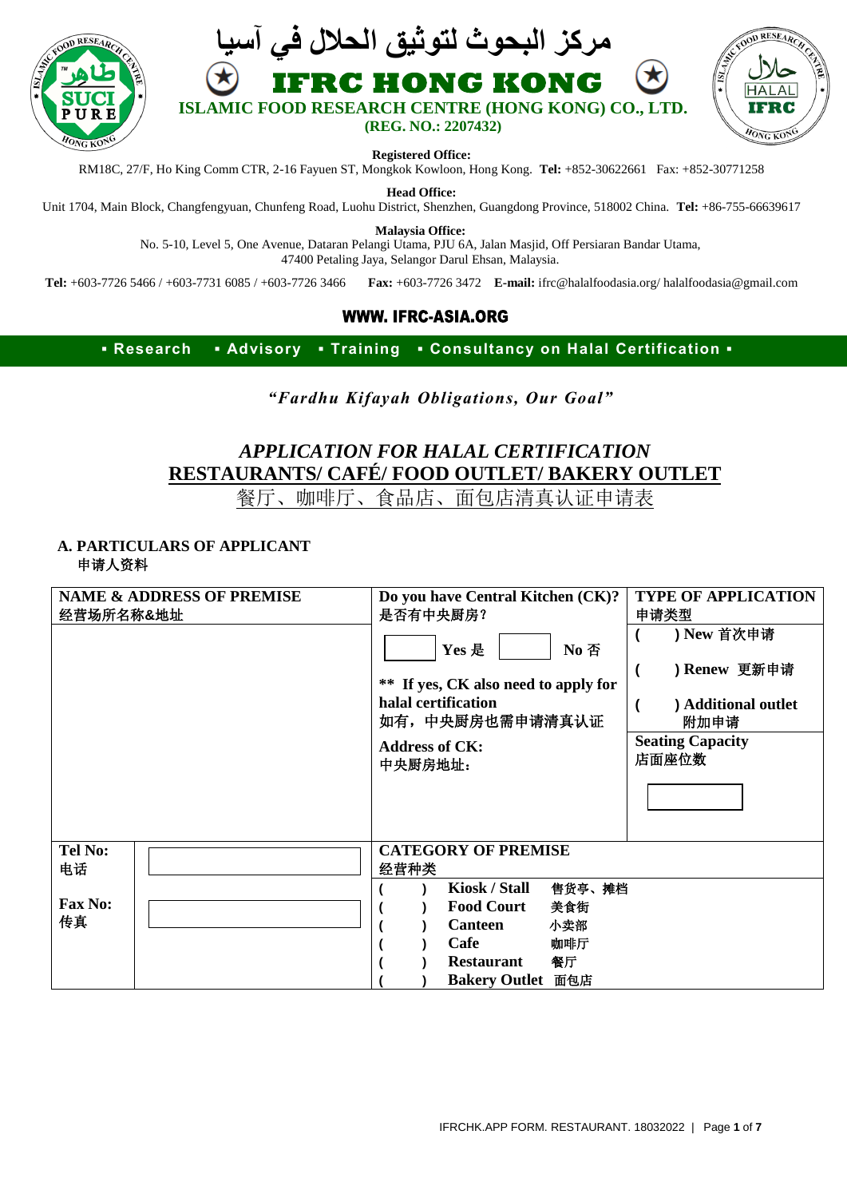# مركز البحوث لتوثيق الحلال في آسيا

# IFRC HONG KONG

**ISLAMIC FOOD RESEARCH CENTRE (HONG KONG) CO., LTD.**
**(REG. NO.: 2207432)**

**Registered Office:**
RM18C, 27/F, Ho King Comm CTR, 2-16 Fayuen ST, Mongkok Kowloon, Hong Kong. **Tel:** +852-30622661 Fax: +852-30771258

**Head Office:**
Unit 1704, Main Block, Changfengyuan, Chunfeng Road, Luohu District, Shenzhen, Guangdong Province, 518002 China. **Tel:** +86-755-66639617

**Malaysia Office:**
No. 5-10, Level 5, One Avenue, Dataran Pelangi Utama, PJU 6A, Jalan Masjid, Off Persiaran Bandar Utama,
47400 Petaling Jaya, Selangor Darul Ehsan, Malaysia.

**Tel:** +603-7726 5466 / +603-7731 6085 / +603-7726 3466 **Fax:** +603-7726 3472 **E-mail:** ifrc@halalfoodasia.org/ halalfoodasia@gmail.com

**WWW. IFRC-ASIA.ORG**

**▪ Research ▪ Advisory ▪ Training ▪ Consultancy on Halal Certification ▪**

***"Fardhu Kifayah Obligations, Our Goal"***

## *APPLICATION FOR HALAL CERTIFICATION*
## RESTAURANTS/ CAFÉ/ FOOD OUTLET/ BAKERY OUTLET
## 餐厅、咖啡厅、食品店、面包店清真认证申请表

### A. PARTICULARS OF APPLICANT
**申请人资料**

| **NAME & ADDRESS OF PREMISE** 经营场所名称&地址 | | **Do you have Central Kitchen (CK)?** 是否有中央厨房? | **TYPE OF APPLICATION** 申请类型 |
|---|---|---|---|
| | | [ ] **Yes 是** [ ] **No 否**<br><br>**\*\* If yes, CK also need to apply for halal certification** 如有，中央厨房也需申请清真认证<br><br>**Address of CK:** 中央厨房地址: | ( ) **New 首次申请**<br>( ) **Renew 更新申请**<br>( ) **Additional outlet 附加申请**<br><br>**Seating Capacity** 店面座位数<br>[ ] |
| **Tel No:** 电话 | | **CATEGORY OF PREMISE** 经营种类 | |
| **Fax No:** 传真 | | ( ) **Kiosk / Stall** 售货亭、摊档<br>( ) **Food Court** 美食街<br>( ) **Canteen** 小卖部<br>( ) **Cafe** 咖啡厅<br>( ) **Restaurant** 餐厅<br>( ) **Bakery Outlet** 面包店 | |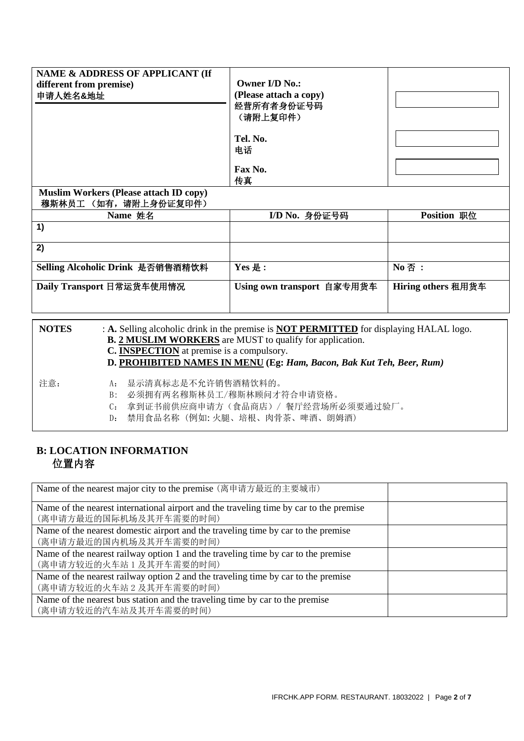| **NAME & ADDRESS OF APPLICANT (If different from premise)** 申请人姓名&地址 | **Owner I/D No.: (Please attach a copy)** 经营所有者身份证号码（请附上复印件） | |
|---|---|---|
| | **Tel. No.** 电话 | |
| | **Fax No.** 传真 | |

**Muslim Workers (Please attach ID copy)**
穆斯林员工 （如有，请附上身份证复印件）

| Name 姓名 | I/D No. 身份证号码 | Position 职位 |
|---|---|---|
| 1) | | |
| 2) | | |
| **Selling Alcoholic Drink** 是否销售酒精饮料 | **Yes** 是 **:** | **No** 否 **:** |
| **Daily Transport** 日常运货车使用情况 | **Using own transport** 自家专用货车 | **Hiring others** 租用货车 |

**NOTES** : **A.** Selling alcoholic drink in the premise is **NOT PERMITTED** for displaying HALAL logo.
**B. 2 MUSLIM WORKERS** are MUST to qualify for application.
**C. INSPECTION** at premise is a compulsory.
**D. PROHIBITED NAMES IN MENU (Eg:** ***Ham, Bacon, Bak Kut Teh, Beer, Rum)***

注意：
A： 显示清真标志是不允许销售酒精饮料的。
B： 必须拥有两名穆斯林员工/穆斯林顾问才符合申请资格。
C： 拿到证书前供应商申请方（食品商店）/ 餐厅经营场所必须要通过验厂。
D： 禁用食品名称（例如: 火腿、培根、肉骨茶、啤酒、朗姆酒）

## B: LOCATION INFORMATION
## 位置内容

| | |
|---|---|
| Name of the nearest major city to the premise（离申请方最近的主要城市） | |
| Name of the nearest international airport and the traveling time by car to the premise（离申请方最近的国际机场及其开车需要的时间） | |
| Name of the nearest domestic airport and the traveling time by car to the premise（离申请方最近的国内机场及其开车需要的时间） | |
| Name of the nearest railway option 1 and the traveling time by car to the premise（离申请方较近的火车站 1 及其开车需要的时间） | |
| Name of the nearest railway option 2 and the traveling time by car to the premise（离申请方较近的火车站 2 及其开车需要的时间） | |
| Name of the nearest bus station and the traveling time by car to the premise（离申请方较近的汽车站及其开车需要的时间） | |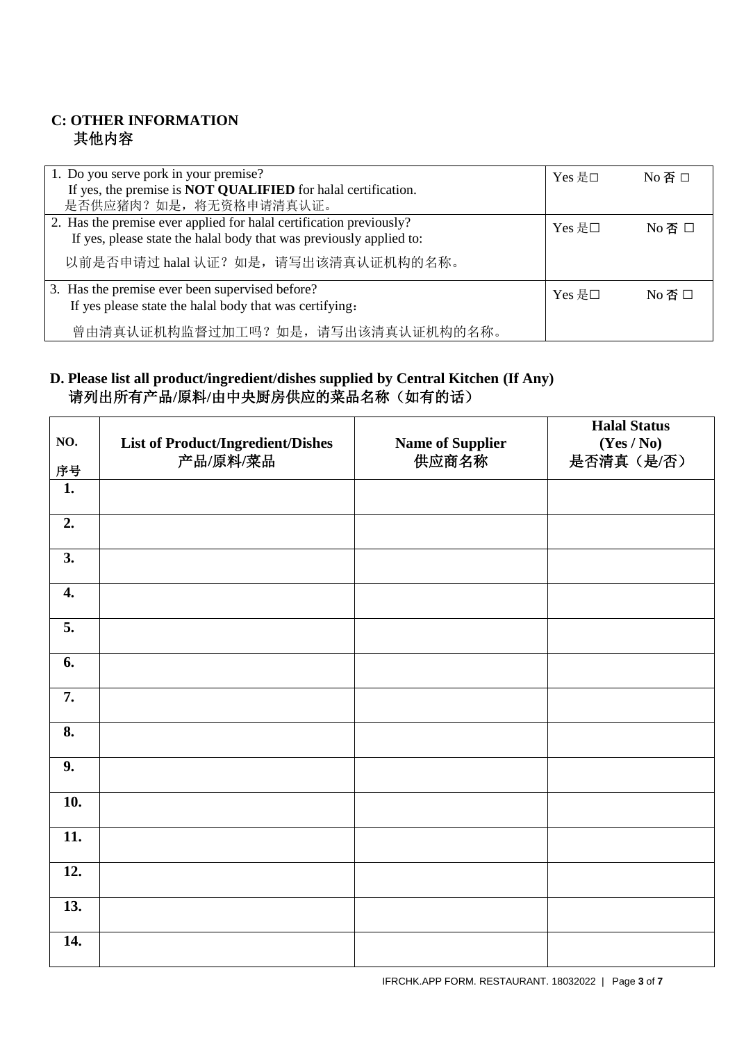## C: OTHER INFORMATION
## 其他内容

| | |
|---|---|
| 1. Do you serve pork in your premise?<br>If yes, the premise is **NOT QUALIFIED** for halal certification.<br>是否供应猪肉？如是，将无资格申请清真认证。 | Yes 是☐ No 否 ☐ |
| 2. Has the premise ever applied for halal certification previously?<br>If yes, please state the halal body that was previously applied to:<br>以前是否申请过 halal 认证？如是，请写出该清真认证机构的名称。 | Yes 是☐ No 否 ☐ |
| 3. Has the premise ever been supervised before?<br>If yes please state the halal body that was certifying：<br>曾由清真认证机构监督过加工吗？如是，请写出该清真认证机构的名称。 | Yes 是☐ No 否 ☐ |

## D. Please list all product/ingredient/dishes supplied by Central Kitchen (If Any)
## 请列出所有产品/原料/由中央厨房供应的菜品名称（如有的话）

| NO.<br>序号 | List of Product/Ingredient/Dishes<br>产品/原料/菜品 | Name of Supplier<br>供应商名称 | Halal Status<br>(Yes / No)<br>是否清真（是/否） |
|---|---|---|---|
| 1. | | | |
| 2. | | | |
| 3. | | | |
| 4. | | | |
| 5. | | | |
| 6. | | | |
| 7. | | | |
| 8. | | | |
| 9. | | | |
| 10. | | | |
| 11. | | | |
| 12. | | | |
| 13. | | | |
| 14. | | | |

IFRCHK.APP FORM. RESTAURANT. 18032022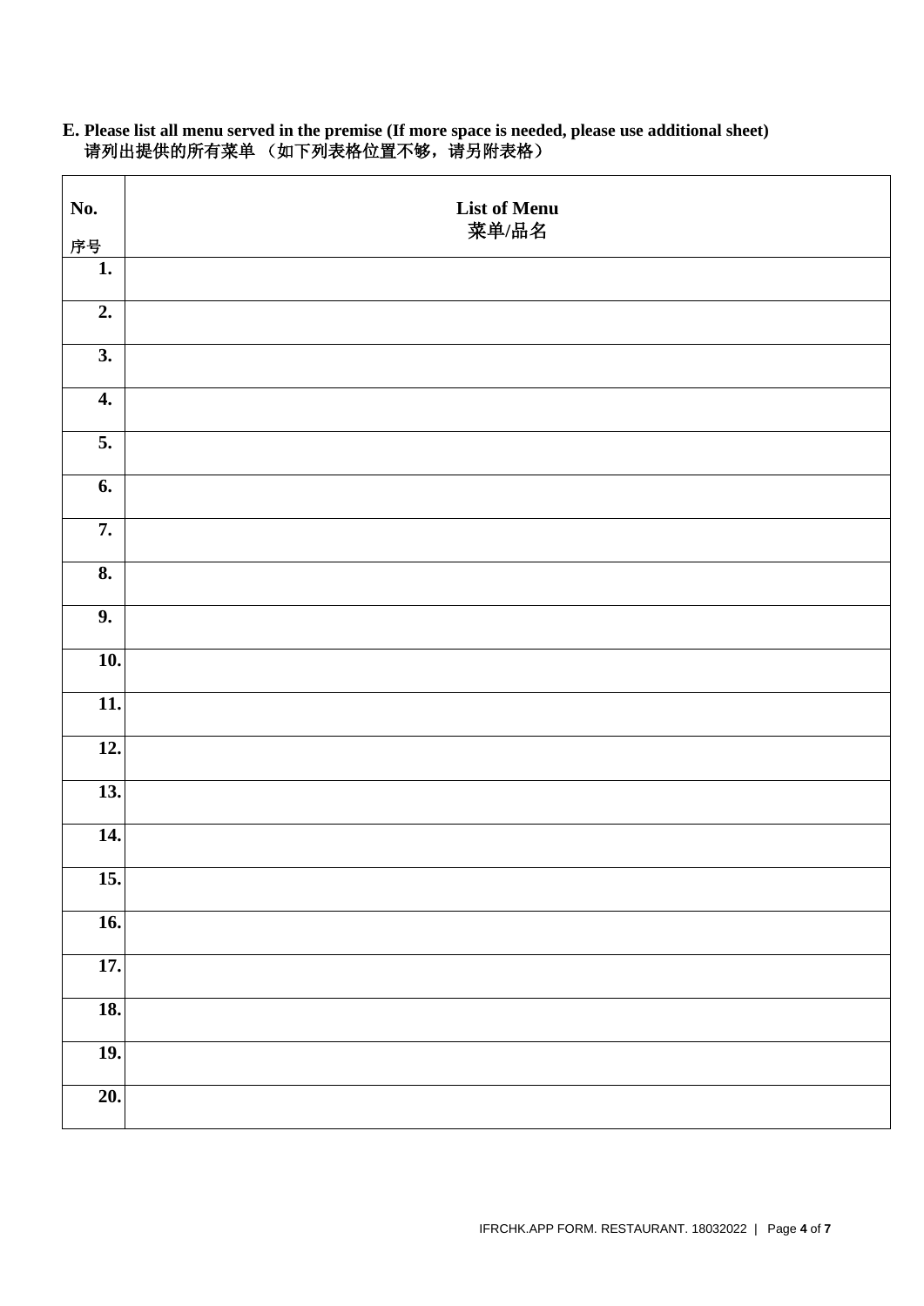**E. Please list all menu served in the premise (If more space is needed, please use additional sheet)**
请列出提供的所有菜单 （如下列表格位置不够，请另附表格）

| No. 序号 | List of Menu 菜单/品名 |
|---|---|
| 1. | |
| 2. | |
| 3. | |
| 4. | |
| 5. | |
| 6. | |
| 7. | |
| 8. | |
| 9. | |
| 10. | |
| 11. | |
| 12. | |
| 13. | |
| 14. | |
| 15. | |
| 16. | |
| 17. | |
| 18. | |
| 19. | |
| 20. | |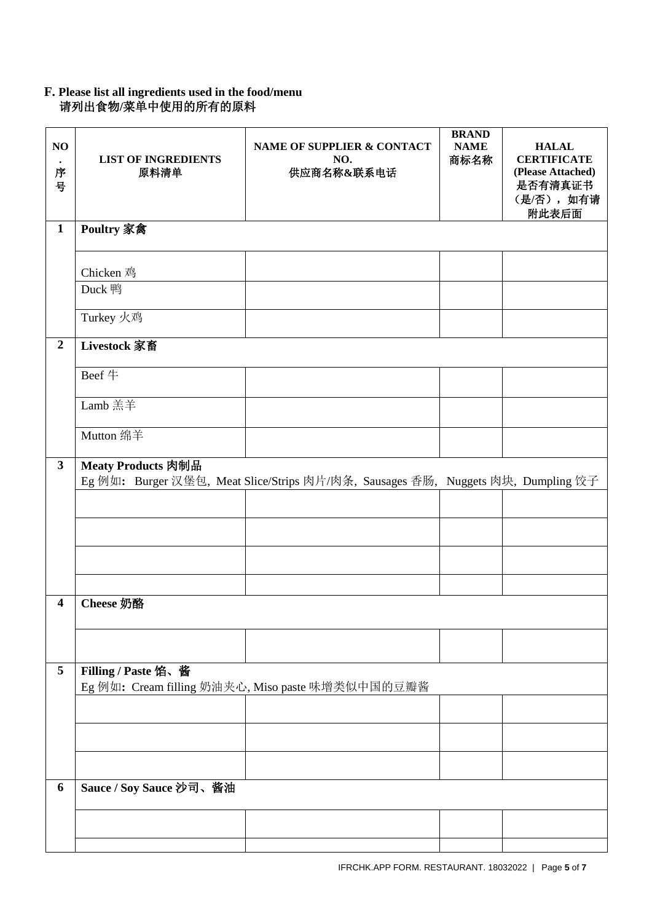### F. Please list all ingredients used in the food/menu
请列出食物/菜单中使用的所有的原料

| NO. 序号 | LIST OF INGREDIENTS 原料清单 | NAME OF SUPPLIER & CONTACT NO. 供应商名称&联系电话 | BRAND NAME 商标名称 | HALAL CERTIFICATE (Please Attached) 是否有清真证书（是/否），如有请附此表后面 |
|---|---|---|---|---|
| **1** | **Poultry 家禽** | | | |
| | Chicken 鸡 | | | |
| | Duck 鸭 | | | |
| | Turkey 火鸡 | | | |
| **2** | **Livestock 家畜** | | | |
| | Beef 牛 | | | |
| | Lamb 羔羊 | | | |
| | Mutton 绵羊 | | | |
| **3** | **Meaty Products 肉制品** Eg 例如**:** Burger 汉堡包, Meat Slice/Strips 肉片/肉条, Sausages 香肠, Nuggets 肉块, Dumpling 饺子 | | | |
| | | | | |
| | | | | |
| | | | | |
| | | | | |
| **4** | **Cheese 奶酪** | | | |
| | | | | |
| **5** | **Filling / Paste 馅、酱** Eg 例如**:** Cream filling 奶油夹心, Miso paste 味增类似中国的豆瓣酱 | | | |
| | | | | |
| | | | | |
| | | | | |
| **6** | **Sauce / Soy Sauce 沙司、酱油** | | | |
| | | | | |
| | | | | |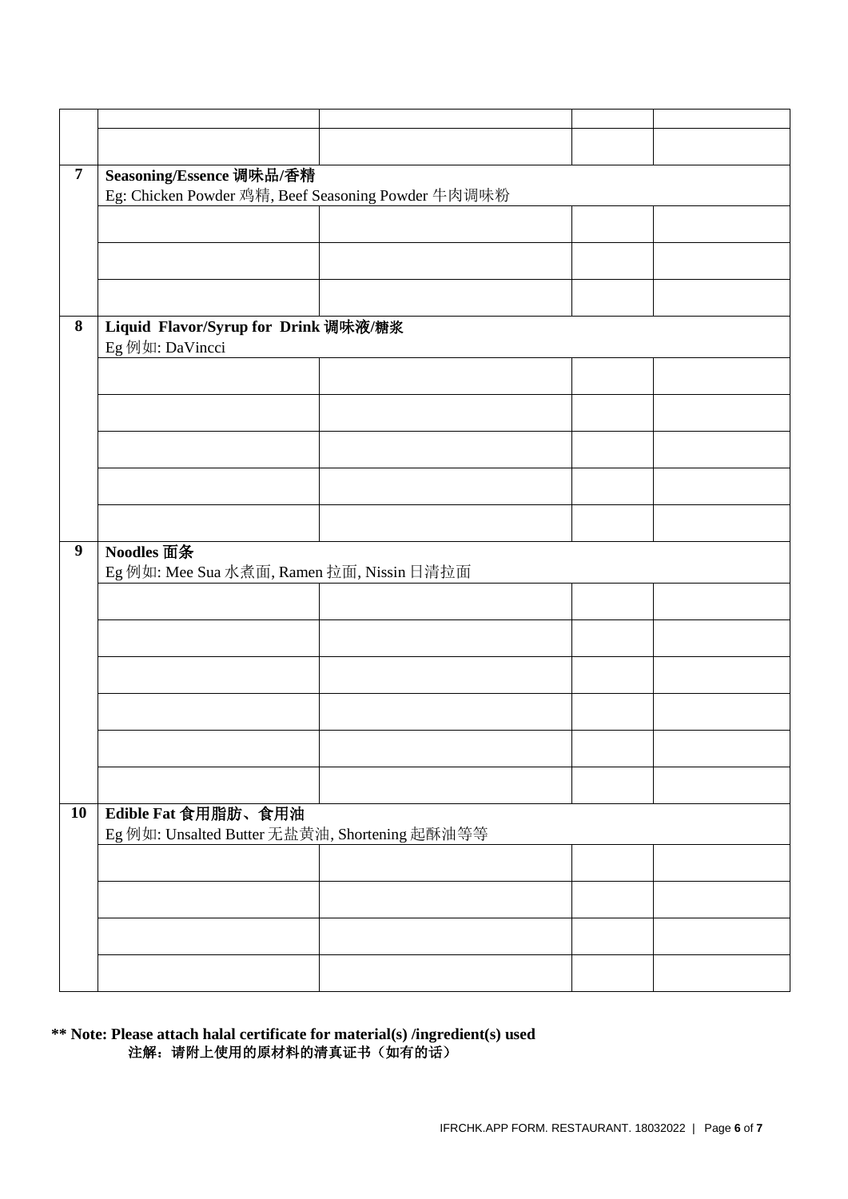| | | | | |
|---|---|---|---|---|
| | | | | |
| | | | | |
| **7** | **Seasoning/Essence 调味品/香精**<br>Eg: Chicken Powder 鸡精, Beef Seasoning Powder 牛肉调味粉 | | | |
| | | | | |
| | | | | |
| | | | | |
| **8** | **Liquid Flavor/Syrup for Drink 调味液/糖浆**<br>Eg 例如: DaVincci | | | |
| | | | | |
| | | | | |
| | | | | |
| | | | | |
| | | | | |
| **9** | **Noodles 面条**<br>Eg 例如: Mee Sua 水煮面, Ramen 拉面, Nissin 日清拉面 | | | |
| | | | | |
| | | | | |
| | | | | |
| | | | | |
| | | | | |
| | | | | |
| **10** | **Edible Fat 食用脂肪、食用油**<br>Eg 例如: Unsalted Butter 无盐黄油, Shortening 起酥油等等 | | | |
| | | | | |
| | | | | |
| | | | | |
| | | | | |

**\*\* Note: Please attach halal certificate for material(s) /ingredient(s) used**
**注解：请附上使用的原材料的清真证书（如有的话）**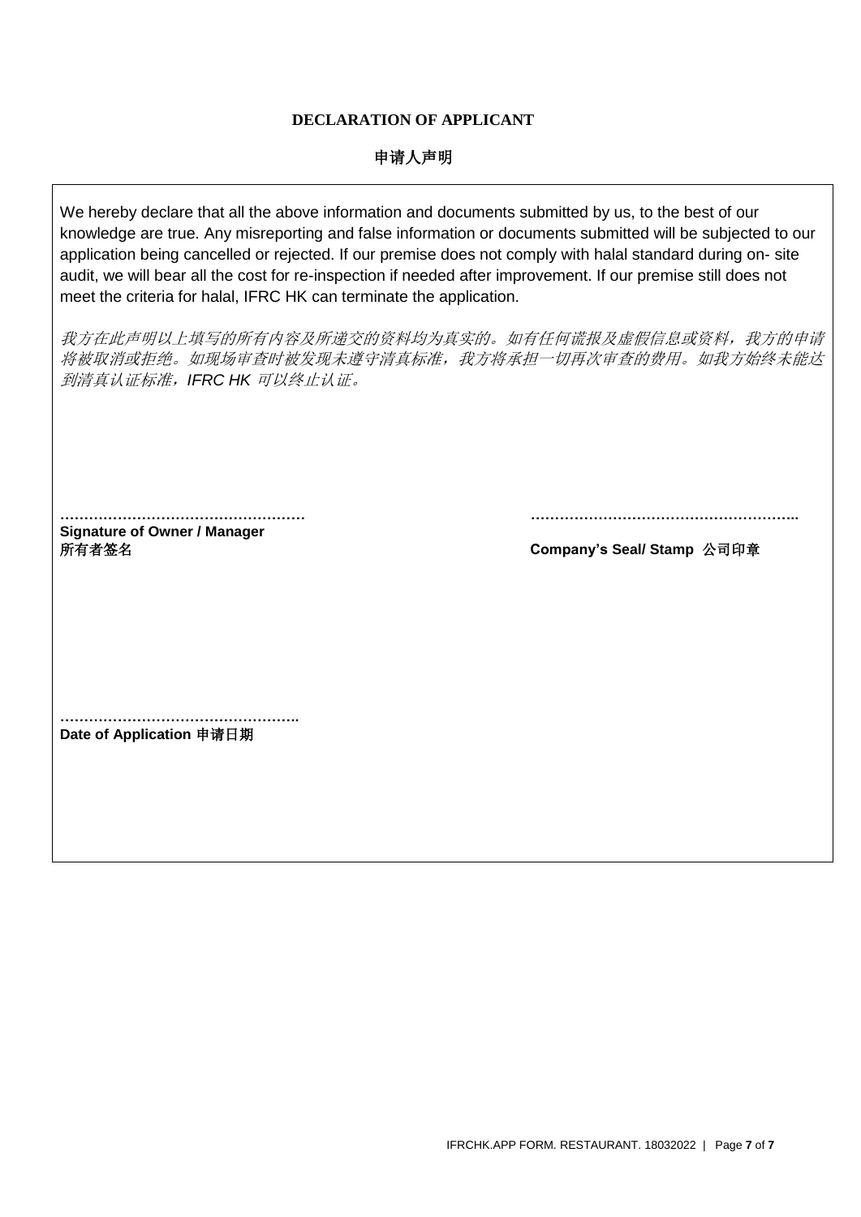**DECLARATION OF APPLICANT**

**申请人声明**

We hereby declare that all the above information and documents submitted by us, to the best of our knowledge are true. Any misreporting and false information or documents submitted will be subjected to our application being cancelled or rejected. If our premise does not comply with halal standard during on- site audit, we will bear all the cost for re-inspection if needed after improvement. If our premise still does not meet the criteria for halal, IFRC HK can terminate the application.

*我方在此声明以上填写的所有内容及所递交的资料均为真实的。如有任何谎报及虚假信息或资料，我方的申请将被取消或拒绝。如现场审查时被发现未遵守清真标准，我方将承担一切再次审查的费用。如我方始终未能达到清真认证标准，IFRC HK 可以终止认证。*

……………………………………………
**Signature of Owner / Manager**
**所有者签名**

………………………………………………..
**Company's Seal/ Stamp 公司印章**

…………………………………………..
**Date of Application 申请日期**